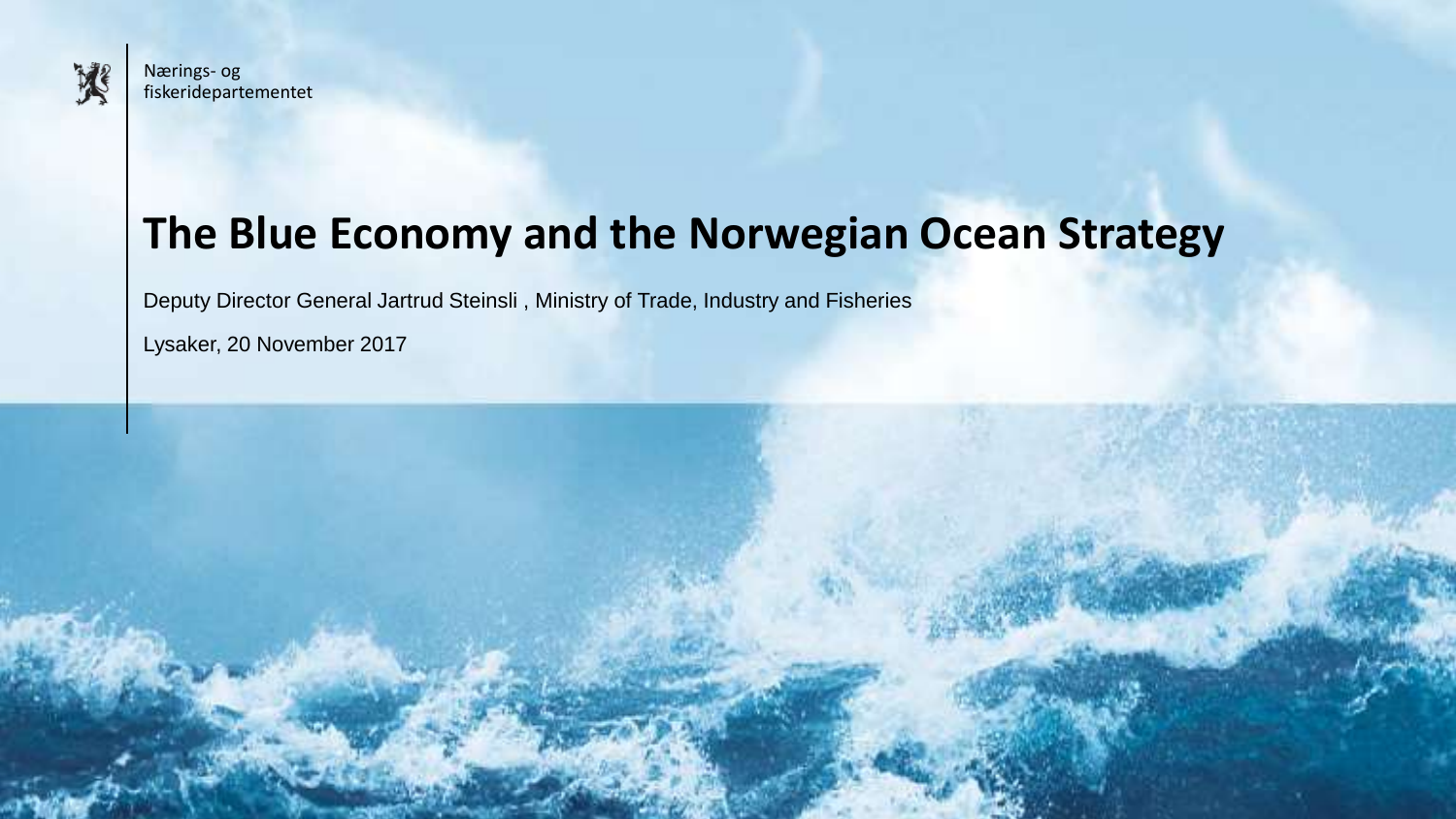Nærings- og
fiskeridepartementet

# The Blue Economy and the Norwegian Ocean Strategy

Deputy Director General Jartrud Steinsli , Ministry of Trade, Industry and Fisheries

Lysaker, 20 November 2017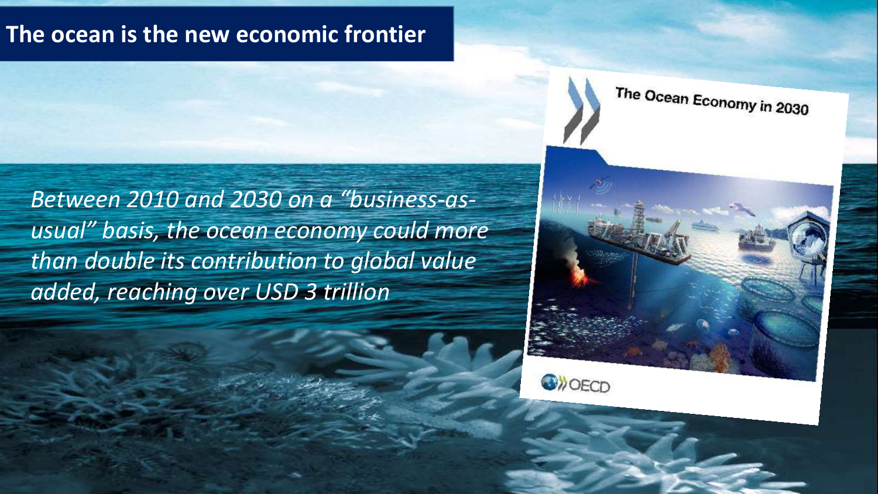# The ocean is the new economic frontier

*Between 2010 and 2030 on a "business-as-usual" basis, the ocean economy could more than double its contribution to global value added, reaching over USD 3 trillion*

The Ocean Economy in 2030

OECD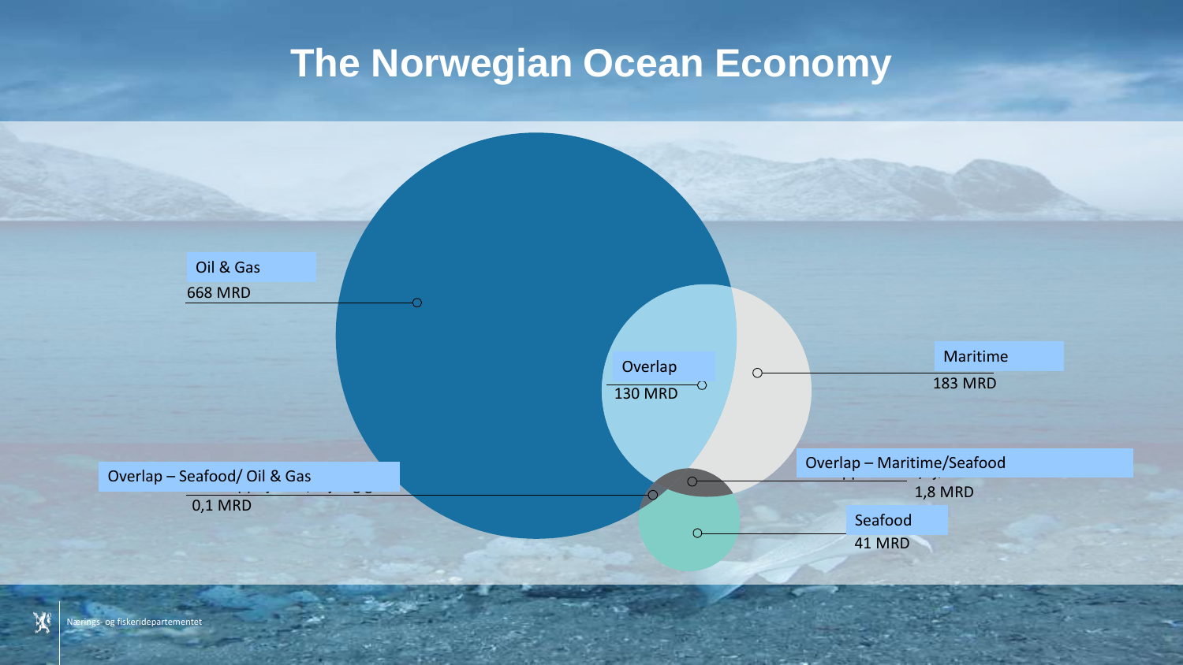# The Norwegian Ocean Economy

Oil & Gas
668 MRD

Overlap
130 MRD

Maritime
183 MRD

Overlap – Seafood/ Oil & Gas
0,1 MRD

Overlap – Maritime/Seafood
1,8 MRD

Seafood
41 MRD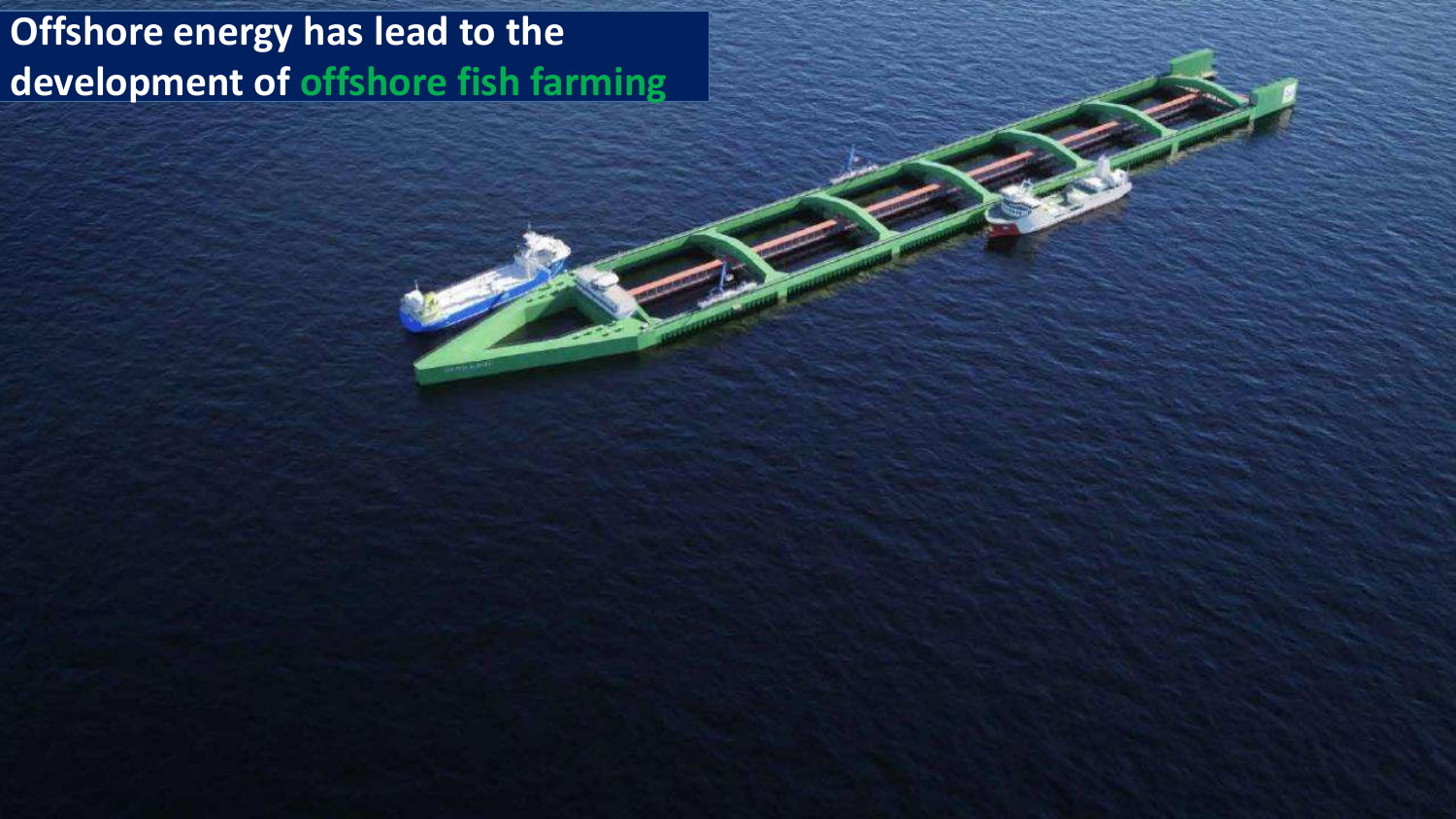# Offshore energy has lead to the development of offshore fish farming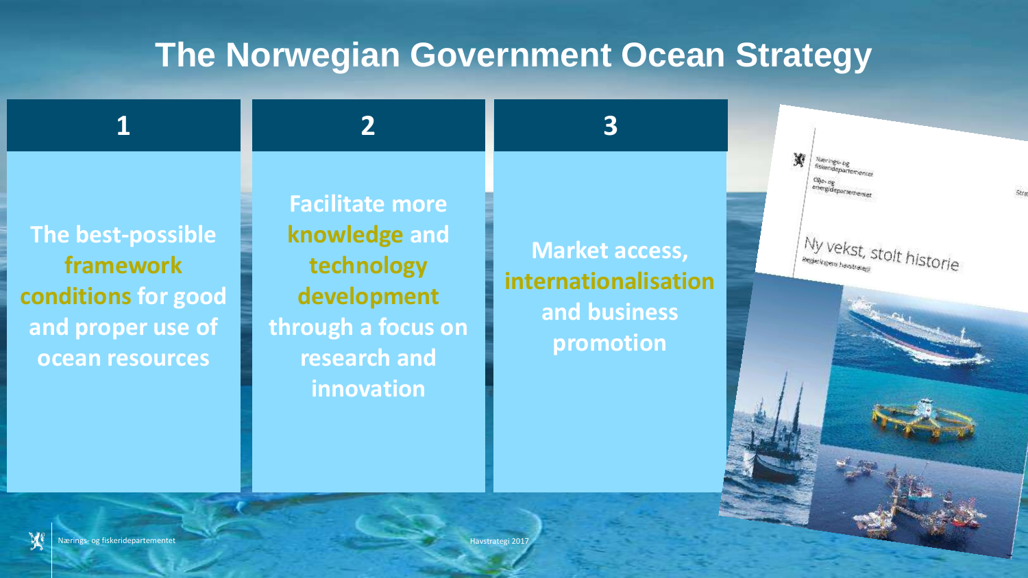# The Norwegian Government Ocean Strategy

## 1

**The best-possible framework conditions for good and proper use of ocean resources**

## 2

**Facilitate more knowledge and technology development through a focus on research and innovation**

## 3

**Market access, internationalisation and business promotion**

Nærings- og fiskeridepartementet

Olje- og energidepartementet

Ny vekst, stolt historie

Regjeringens havstrategi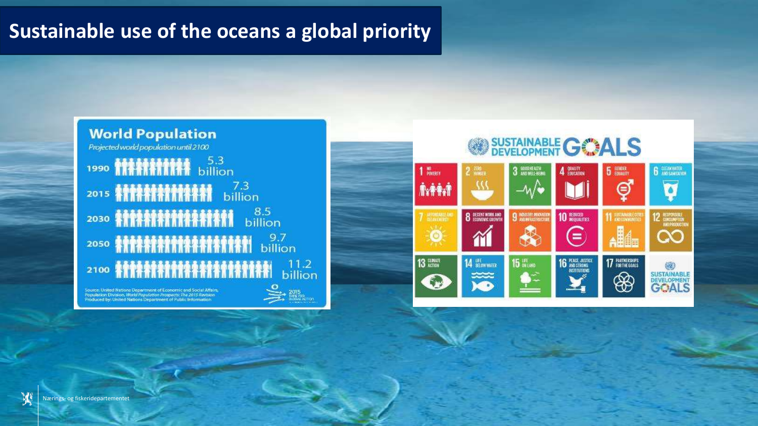# Sustainable use of the oceans a global priority

**World Population**

*Projected world population until 2100*

| Year | Population |
| --- | --- |
| 1990 | 5.3 billion |
| 2015 | 7.3 billion |
| 2030 | 8.5 billion |
| 2050 | 9.7 billion |
| 2100 | 11.2 billion |

Source: United Nations Department of Economic and Social Affairs, Population Division, World Population Prospects: The 2015 Revision
Produced by: United Nations Department of Public Information

**SUSTAINABLE DEVELOPMENT GOALS**

1. NO POVERTY
2. ZERO HUNGER
3. GOOD HEALTH AND WELL-BEING
4. QUALITY EDUCATION
5. GENDER EQUALITY
6. CLEAN WATER AND SANITATION
7. AFFORDABLE AND CLEAN ENERGY
8. DECENT WORK AND ECONOMIC GROWTH
9. INDUSTRY, INNOVATION AND INFRASTRUCTURE
10. REDUCED INEQUALITIES
11. SUSTAINABLE CITIES AND COMMUNITIES
12. RESPONSIBLE CONSUMPTION AND PRODUCTION
13. CLIMATE ACTION
14. LIFE BELOW WATER
15. LIFE ON LAND
16. PEACE, JUSTICE AND STRONG INSTITUTIONS
17. PARTNERSHIPS FOR THE GOALS

Nærings- og fiskeridepartementet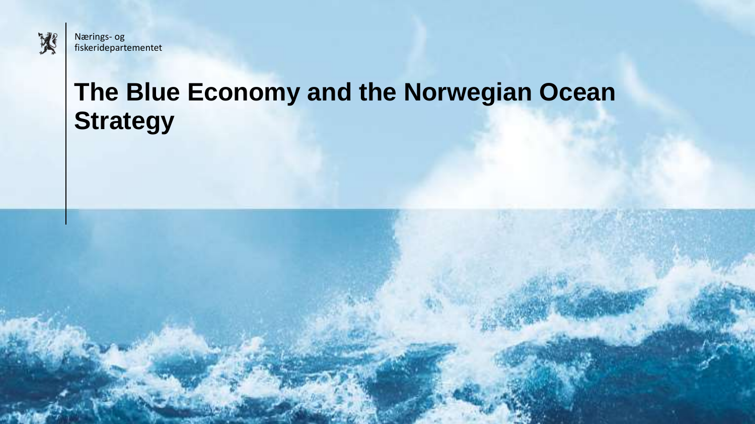Nærings- og fiskeridepartementet

# The Blue Economy and the Norwegian Ocean Strategy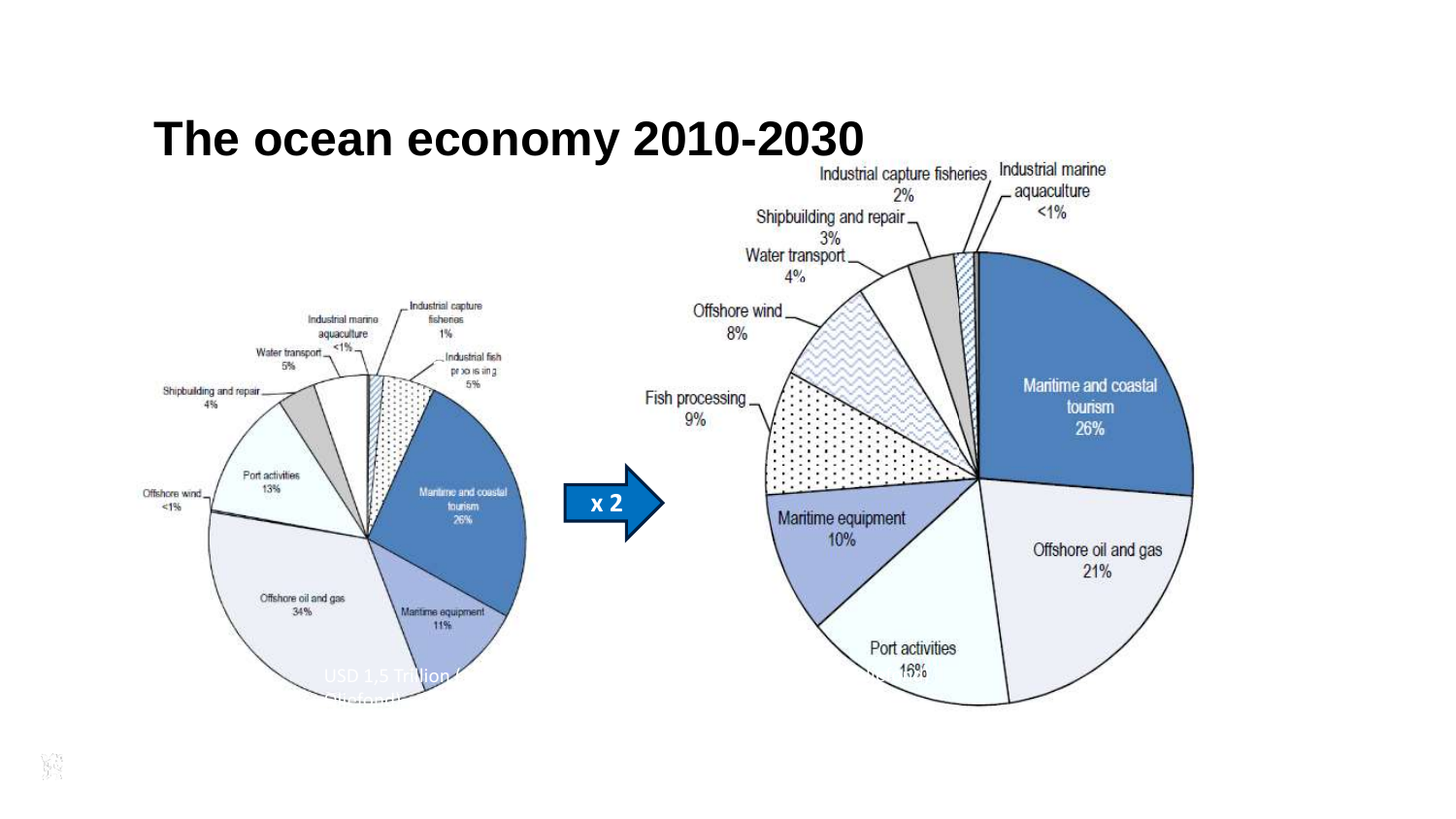# The ocean economy 2010-2030

Industrial marine aquaculture
<1%

Industrial capture fisheries
1%

Water transport
5%

Industrial fish processing
5%

Shipbuilding and repair
4%

Port activities
13%

Maritime and coastal tourism
26%

Offshore wind
<1%

Offshore oil and gas
34%

Maritime equipment
11%

USD 1,5 Trillion

x 2

Industrial capture fisheries
2%

Industrial marine aquaculture
<1%

Shipbuilding and repair
3%

Water transport
4%

Offshore wind
8%

Maritime and coastal tourism
26%

Fish processing
9%

Maritime equipment
10%

Offshore oil and gas
21%

Port activities
16%